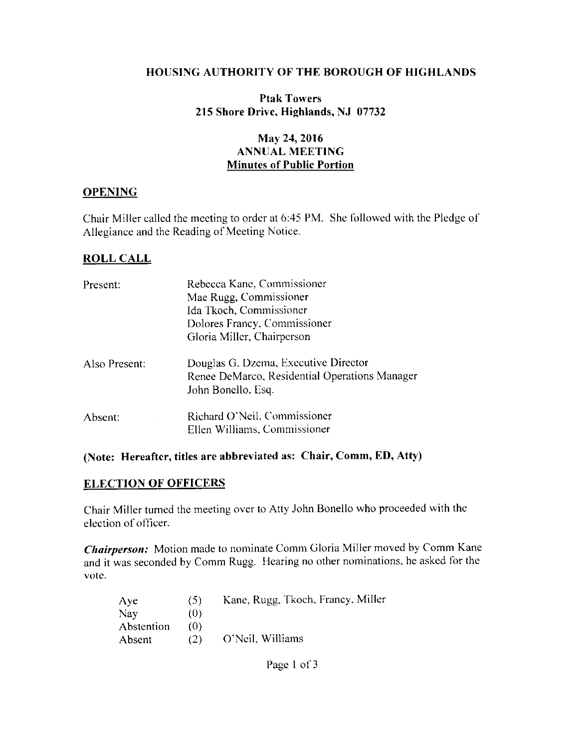# HOUSING AUTHORITY OF THE BOROUGH OF HIGHLANDS

**Ptak Towers**
**215 Shore Drive, Highlands, NJ 07732**

**May 24, 2016**
**ANNUAL MEETING**
**Minutes of Public Portion**

## OPENING

Chair Miller called the meeting to order at 6:45 PM. She followed with the Pledge of Allegiance and the Reading of Meeting Notice.

## ROLL CALL

| | |
|---|---|
| Present: | Rebecca Kane, Commissioner<br>Mae Rugg, Commissioner<br>Ida Tkoch, Commissioner<br>Dolores Francy, Commissioner<br>Gloria Miller, Chairperson |
| Also Present: | Douglas G. Dzema, Executive Director<br>Renee DeMarco, Residential Operations Manager<br>John Bonello, Esq. |
| Absent: | Richard O'Neil, Commissioner<br>Ellen Williams, Commissioner |

**(Note: Hereafter, titles are abbreviated as: Chair, Comm, ED, Atty)**

## ELECTION OF OFFICERS

Chair Miller turned the meeting over to Atty John Bonello who proceeded with the election of officer.

***Chairperson:*** Motion made to nominate Comm Gloria Miller moved by Comm Kane and it was seconded by Comm Rugg. Hearing no other nominations, he asked for the vote.

| | | |
|---|---|---|
| Aye | (5) | Kane, Rugg, Tkoch, Francy, Miller |
| Nay | (0) | |
| Abstention | (0) | |
| Absent | (2) | O'Neil, Williams |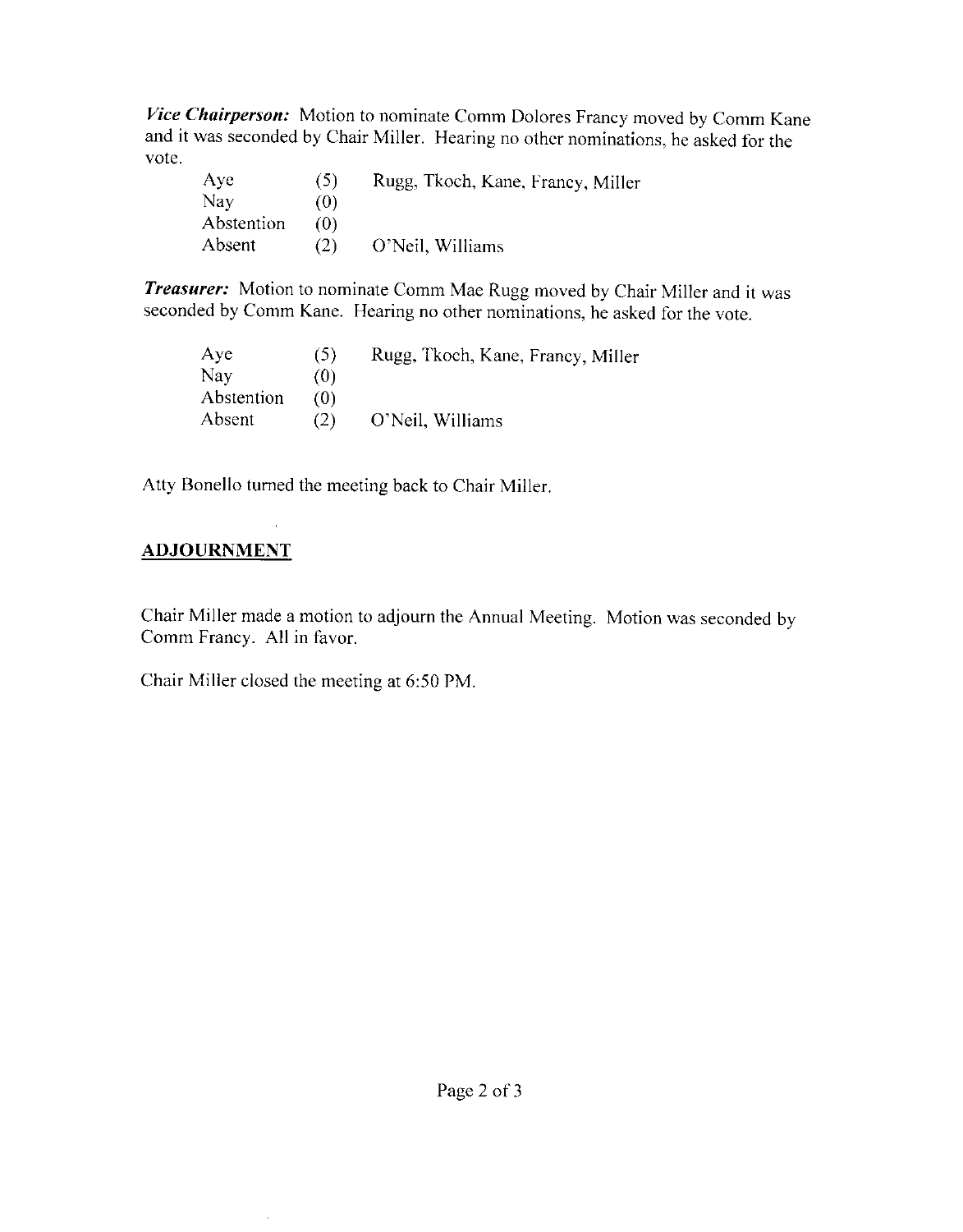***Vice Chairperson:*** Motion to nominate Comm Dolores Francy moved by Comm Kane and it was seconded by Chair Miller. Hearing no other nominations, he asked for the vote.

| | | |
|---|---|---|
| Aye | (5) | Rugg, Tkoch, Kane, Francy, Miller |
| Nay | (0) | |
| Abstention | (0) | |
| Absent | (2) | O'Neil, Williams |

***Treasurer:*** Motion to nominate Comm Mae Rugg moved by Chair Miller and it was seconded by Comm Kane. Hearing no other nominations, he asked for the vote.

| | | |
|---|---|---|
| Aye | (5) | Rugg, Tkoch, Kane, Francy, Miller |
| Nay | (0) | |
| Abstention | (0) | |
| Absent | (2) | O'Neil, Williams |

Atty Bonello turned the meeting back to Chair Miller.

## ADJOURNMENT

Chair Miller made a motion to adjourn the Annual Meeting. Motion was seconded by Comm Francy. All in favor.

Chair Miller closed the meeting at 6:50 PM.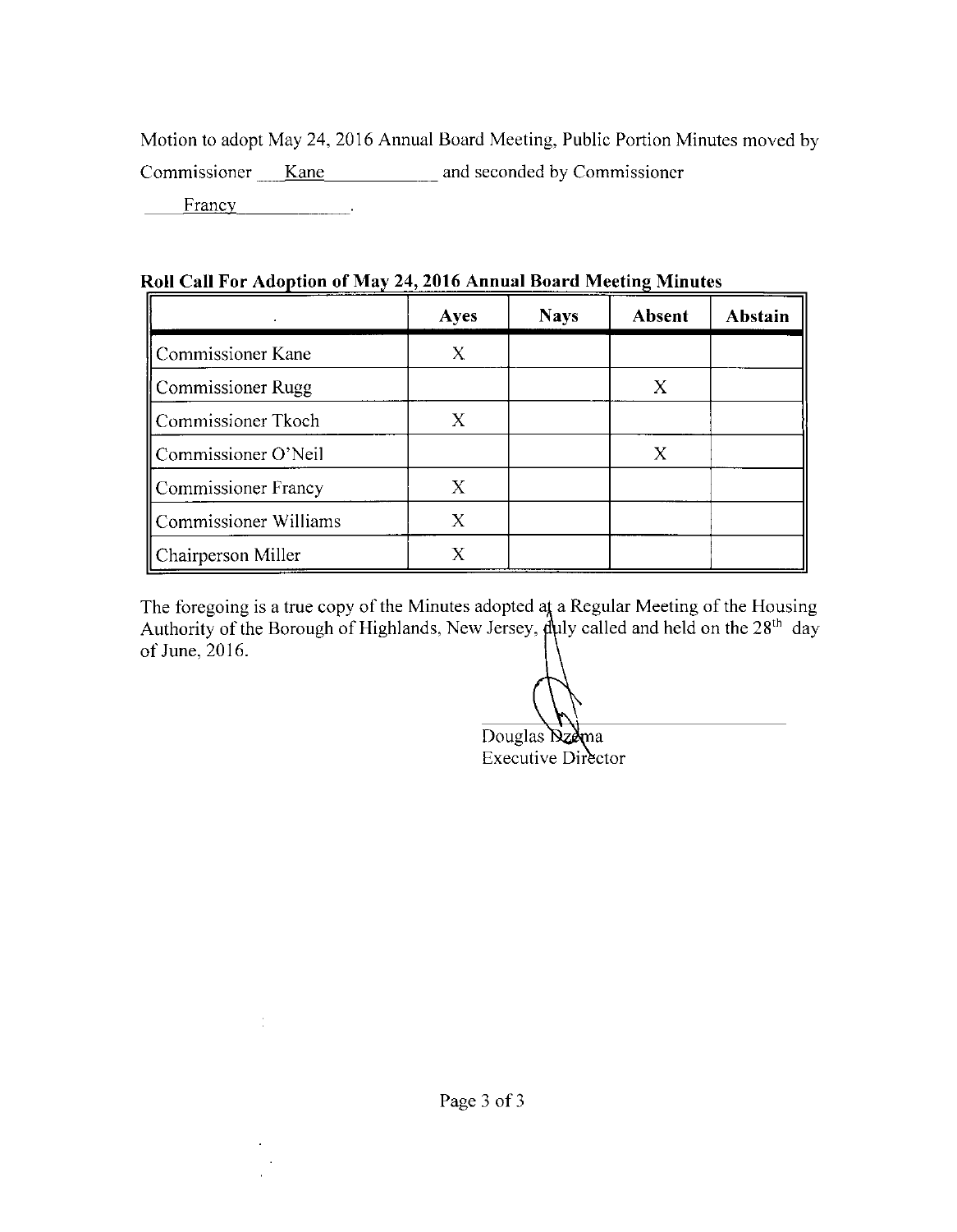Motion to adopt May 24, 2016 Annual Board Meeting, Public Portion Minutes moved by Commissioner Kane and seconded by Commissioner Francy.

**Roll Call For Adoption of May 24, 2016 Annual Board Meeting Minutes**

| | Ayes | Nays | Absent | Abstain |
|---|---|---|---|---|
| Commissioner Kane | X | | | |
| Commissioner Rugg | | | X | |
| Commissioner Tkoch | X | | | |
| Commissioner O'Neil | | | X | |
| Commissioner Francy | X | | | |
| Commissioner Williams | X | | | |
| Chairperson Miller | X | | | |

The foregoing is a true copy of the Minutes adopted at a Regular Meeting of the Housing Authority of the Borough of Highlands, New Jersey, duly called and held on the 28th day of June, 2016.

Douglas Dzema
Executive Director